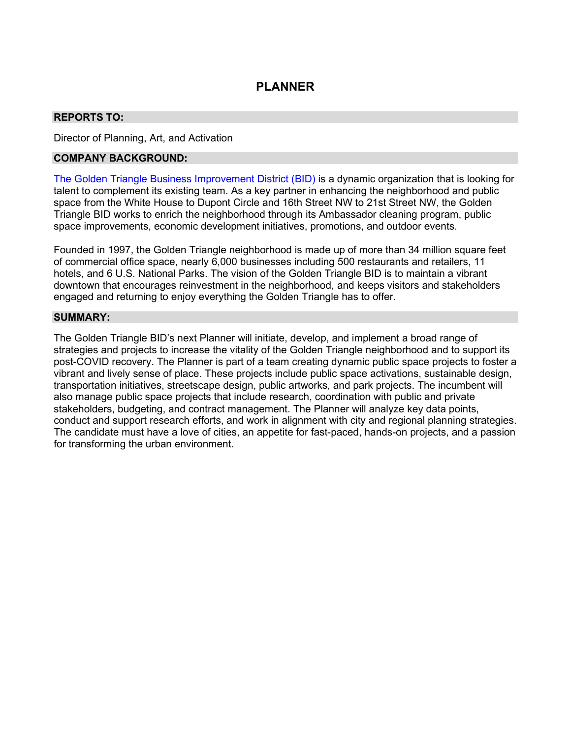# PLANNER

## REPORTS TO:

Director of Planning, Art, and Activation

## COMPANY BACKGROUND:

[The Golden Triangle Business Improvement District (BID)] is a dynamic organization that is looking for talent to complement its existing team. As a key partner in enhancing the neighborhood and public space from the White House to Dupont Circle and 16th Street NW to 21st Street NW, the Golden Triangle BID works to enrich the neighborhood through its Ambassador cleaning program, public space improvements, economic development initiatives, promotions, and outdoor events.

Founded in 1997, the Golden Triangle neighborhood is made up of more than 34 million square feet of commercial office space, nearly 6,000 businesses including 500 restaurants and retailers, 11 hotels, and 6 U.S. National Parks. The vision of the Golden Triangle BID is to maintain a vibrant downtown that encourages reinvestment in the neighborhood, and keeps visitors and stakeholders engaged and returning to enjoy everything the Golden Triangle has to offer.

## SUMMARY:

The Golden Triangle BID's next Planner will initiate, develop, and implement a broad range of strategies and projects to increase the vitality of the Golden Triangle neighborhood and to support its post-COVID recovery. The Planner is part of a team creating dynamic public space projects to foster a vibrant and lively sense of place. These projects include public space activations, sustainable design, transportation initiatives, streetscape design, public artworks, and park projects. The incumbent will also manage public space projects that include research, coordination with public and private stakeholders, budgeting, and contract management. The Planner will analyze key data points, conduct and support research efforts, and work in alignment with city and regional planning strategies. The candidate must have a love of cities, an appetite for fast-paced, hands-on projects, and a passion for transforming the urban environment.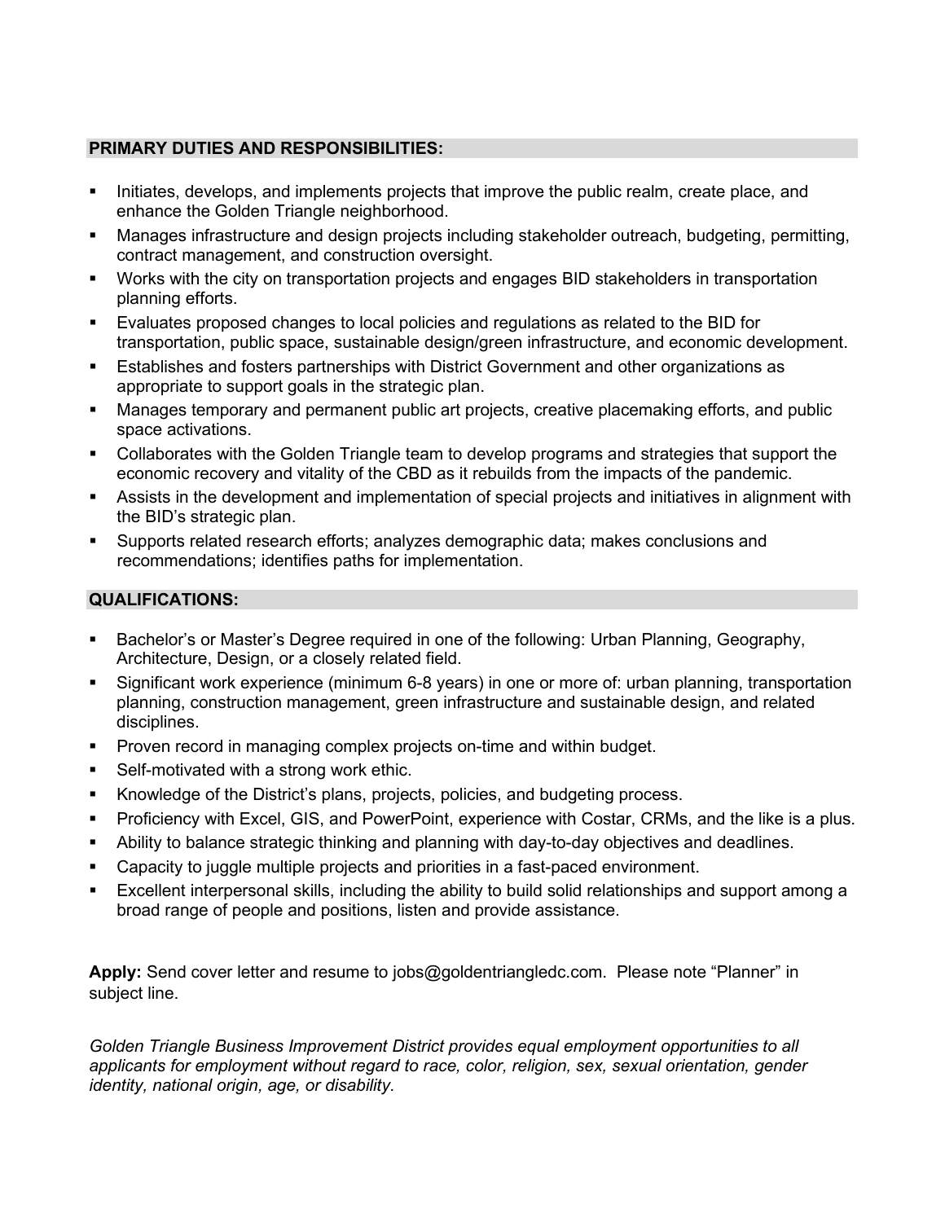## PRIMARY DUTIES AND RESPONSIBILITIES:

- Initiates, develops, and implements projects that improve the public realm, create place, and enhance the Golden Triangle neighborhood.
- Manages infrastructure and design projects including stakeholder outreach, budgeting, permitting, contract management, and construction oversight.
- Works with the city on transportation projects and engages BID stakeholders in transportation planning efforts.
- Evaluates proposed changes to local policies and regulations as related to the BID for transportation, public space, sustainable design/green infrastructure, and economic development.
- Establishes and fosters partnerships with District Government and other organizations as appropriate to support goals in the strategic plan.
- Manages temporary and permanent public art projects, creative placemaking efforts, and public space activations.
- Collaborates with the Golden Triangle team to develop programs and strategies that support the economic recovery and vitality of the CBD as it rebuilds from the impacts of the pandemic.
- Assists in the development and implementation of special projects and initiatives in alignment with the BID's strategic plan.
- Supports related research efforts; analyzes demographic data; makes conclusions and recommendations; identifies paths for implementation.

## QUALIFICATIONS:

- Bachelor's or Master's Degree required in one of the following: Urban Planning, Geography, Architecture, Design, or a closely related field.
- Significant work experience (minimum 6-8 years) in one or more of: urban planning, transportation planning, construction management, green infrastructure and sustainable design, and related disciplines.
- Proven record in managing complex projects on-time and within budget.
- Self-motivated with a strong work ethic.
- Knowledge of the District's plans, projects, policies, and budgeting process.
- Proficiency with Excel, GIS, and PowerPoint, experience with Costar, CRMs, and the like is a plus.
- Ability to balance strategic thinking and planning with day-to-day objectives and deadlines.
- Capacity to juggle multiple projects and priorities in a fast-paced environment.
- Excellent interpersonal skills, including the ability to build solid relationships and support among a broad range of people and positions, listen and provide assistance.

**Apply:** Send cover letter and resume to jobs@goldentriangledc.com. Please note "Planner" in subject line.

*Golden Triangle Business Improvement District provides equal employment opportunities to all applicants for employment without regard to race, color, religion, sex, sexual orientation, gender identity, national origin, age, or disability.*